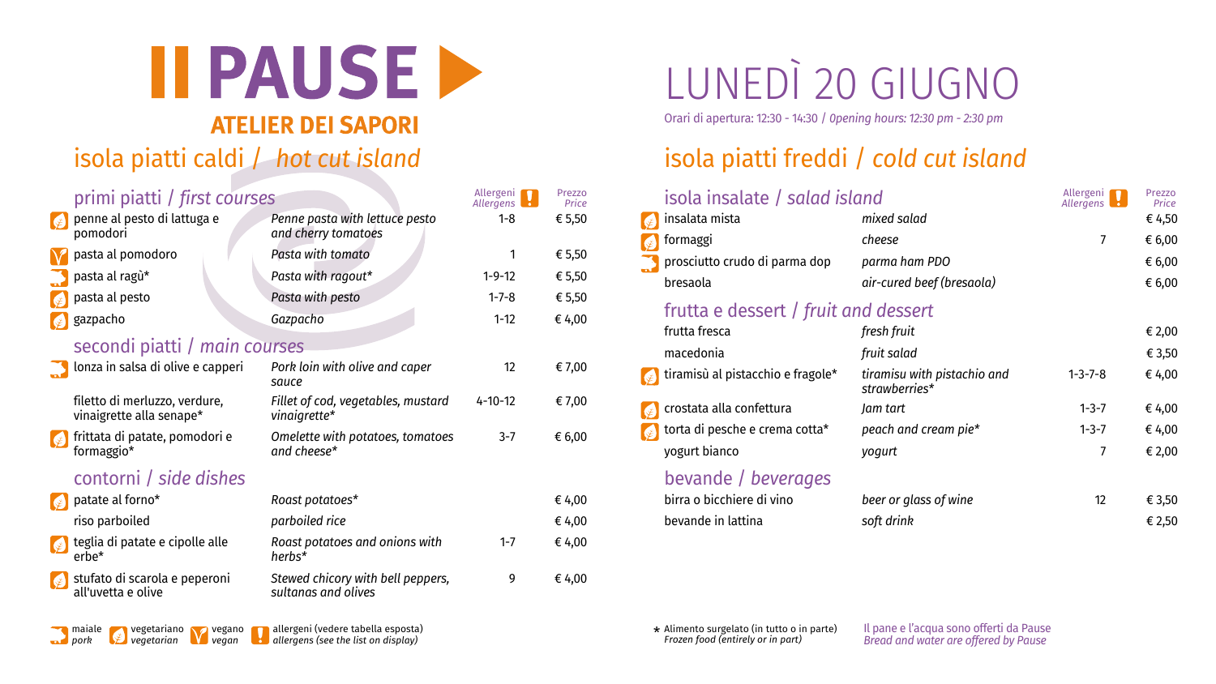# PAUSE

**ATELIER DEI SAPORI**

# LUNEDÌ 20 GIUGNO

Orari di apertura: 12:30 - 14:30 / *Opening hours: 12:30 pm - 2:30 pm*

## isola piatti caldi / *hot cut island*

### primi piatti / *first courses*

| | | | Allergeni *Allergens* | Prezzo *Price* |
|---|---|---|---|---|
| vegetariano | penne al pesto di lattuga e pomodori | *Penne pasta with lettuce pesto and cherry tomatoes* | 1-8 | € 5,50 |
| vegano | pasta al pomodoro | *Pasta with tomato* | 1 | € 5,50 |
| maiale | pasta al ragù* | *Pasta with ragout** | 1-9-12 | € 5,50 |
| vegetariano | pasta al pesto | *Pasta with pesto* | 1-7-8 | € 5,50 |
| vegetariano | gazpacho | *Gazpacho* | 1-12 | € 4,00 |

### secondi piatti / *main courses*

| | | | Allergeni *Allergens* | Prezzo *Price* |
|---|---|---|---|---|
| maiale | lonza in salsa di olive e capperi | *Pork loin with olive and caper sauce* | 12 | € 7,00 |
| | filetto di merluzzo, verdure, vinaigrette alla senape* | *Fillet of cod, vegetables, mustard vinaigrette** | 4-10-12 | € 7,00 |
| vegetariano | frittata di patate, pomodori e formaggio* | *Omelette with potatoes, tomatoes and cheese** | 3-7 | € 6,00 |

### contorni / *side dishes*

| | | | Allergeni *Allergens* | Prezzo *Price* |
|---|---|---|---|---|
| vegetariano | patate al forno* | *Roast potatoes** | | € 4,00 |
| | riso parboiled | *parboiled rice* | | € 4,00 |
| vegetariano | teglia di patate e cipolle alle erbe* | *Roast potatoes and onions with herbs** | 1-7 | € 4,00 |
| vegetariano | stufato di scarola e peperoni all'uvetta e olive | *Stewed chicory with bell peppers, sultanas and olives* | 9 | € 4,00 |

## isola piatti freddi / *cold cut island*

### isola insalate / *salad island*

| | | | Allergeni *Allergens* | Prezzo *Price* |
|---|---|---|---|---|
| vegetariano | insalata mista | *mixed salad* | | € 4,50 |
| vegetariano | formaggi | *cheese* | 7 | € 6,00 |
| maiale | prosciutto crudo di parma dop | *parma ham PDO* | | € 6,00 |
| | bresaola | *air-cured beef (bresaola)* | | € 6,00 |

### frutta e dessert / *fruit and dessert*

| | | | Allergeni *Allergens* | Prezzo *Price* |
|---|---|---|---|---|
| | frutta fresca | *fresh fruit* | | € 2,00 |
| | macedonia | *fruit salad* | | € 3,50 |
| vegetariano | tiramisù al pistacchio e fragole* | *tiramisu with pistachio and strawberries** | 1-3-7-8 | € 4,00 |
| vegetariano | crostata alla confettura | *Jam tart* | 1-3-7 | € 4,00 |
| vegetariano | torta di pesche e crema cotta* | *peach and cream pie** | 1-3-7 | € 4,00 |
| | yogurt bianco | *yogurt* | 7 | € 2,00 |

### bevande / *beverages*

| | | | Allergeni *Allergens* | Prezzo *Price* |
|---|---|---|---|---|
| | birra o bicchiere di vino | *beer or glass of wine* | 12 | € 3,50 |
| | bevande in lattina | *soft drink* | | € 2,50 |

maiale / *pork* — vegetariano / *vegetarian* — vegano / *vegan* — allergeni (vedere tabella esposta) / *allergens (see the list on display)*

\* Alimento surgelato (in tutto o in parte) / *Frozen food (entirely or in part)*

Il pane e l'acqua sono offerti da Pause / *Bread and water are offered by Pause*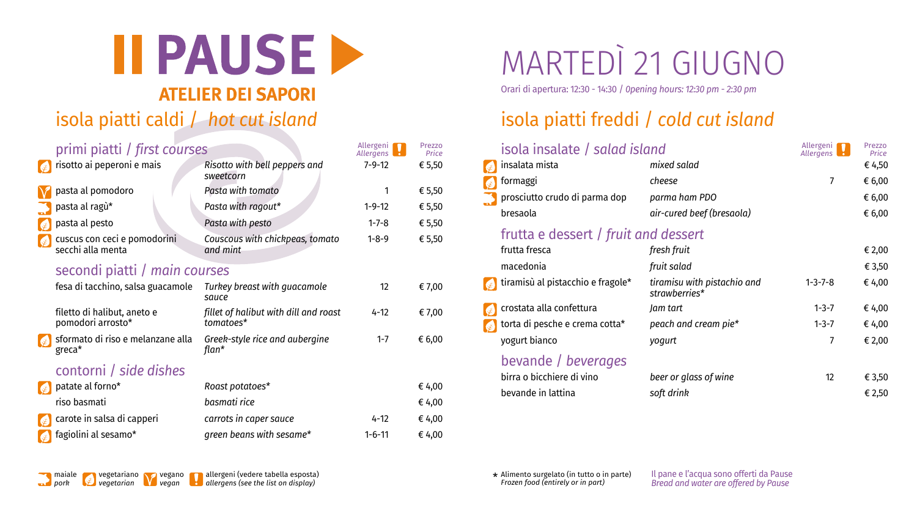# II PAUSE

## ATELIER DEI SAPORI

# MARTEDÌ 21 GIUGNO

Orari di apertura: 12:30 - 14:30 / *Opening hours: 12:30 pm - 2:30 pm*

## isola piatti caldi / *hot cut island*

### primi piatti / *first courses*

| | | Allergeni *Allergens* | Prezzo *Price* |
|---|---|---|---|
| risotto ai peperoni e mais | *Risotto with bell peppers and sweetcorn* | 7-9-12 | € 5,50 |
| pasta al pomodoro | *Pasta with tomato* | 1 | € 5,50 |
| pasta al ragù* | *Pasta with ragout** | 1-9-12 | € 5,50 |
| pasta al pesto | *Pasta with pesto* | 1-7-8 | € 5,50 |
| cuscus con ceci e pomodorini secchi alla menta | *Couscous with chickpeas, tomato and mint* | 1-8-9 | € 5,50 |

### secondi piatti / *main courses*

| | | Allergeni *Allergens* | Prezzo *Price* |
|---|---|---|---|
| fesa di tacchino, salsa guacamole | *Turkey breast with guacamole sauce* | 12 | € 7,00 |
| filetto di halibut, aneto e pomodori arrosto* | *fillet of halibut with dill and roast tomatoes** | 4-12 | € 7,00 |
| sformato di riso e melanzane alla greca* | *Greek-style rice and aubergine flan** | 1-7 | € 6,00 |

### contorni / *side dishes*

| | | Allergeni *Allergens* | Prezzo *Price* |
|---|---|---|---|
| patate al forno* | *Roast potatoes** | | € 4,00 |
| riso basmati | *basmati rice* | | € 4,00 |
| carote in salsa di capperi | *carrots in caper sauce* | 4-12 | € 4,00 |
| fagiolini al sesamo* | *green beans with sesame** | 1-6-11 | € 4,00 |

## isola piatti freddi / *cold cut island*

### isola insalate / *salad island*

| | | Allergeni *Allergens* | Prezzo *Price* |
|---|---|---|---|
| insalata mista | *mixed salad* | | € 4,50 |
| formaggi | *cheese* | 7 | € 6,00 |
| prosciutto crudo di parma dop | *parma ham PDO* | | € 6,00 |
| bresaola | *air-cured beef (bresaola)* | | € 6,00 |

### frutta e dessert / *fruit and dessert*

| | | Allergeni *Allergens* | Prezzo *Price* |
|---|---|---|---|
| frutta fresca | *fresh fruit* | | € 2,00 |
| macedonia | *fruit salad* | | € 3,50 |
| tiramisù al pistacchio e fragole* | *tiramisu with pistachio and strawberries** | 1-3-7-8 | € 4,00 |
| crostata alla confettura | *Jam tart* | 1-3-7 | € 4,00 |
| torta di pesche e crema cotta* | *peach and cream pie** | 1-3-7 | € 4,00 |
| yogurt bianco | *yogurt* | 7 | € 2,00 |

### bevande / *beverages*

| | | Allergeni *Allergens* | Prezzo *Price* |
|---|---|---|---|
| birra o bicchiere di vino | *beer or glass of wine* | 12 | € 3,50 |
| bevande in lattina | *soft drink* | | € 2,50 |

maiale / *pork* — vegetariano / *vegetarian* — vegano / *vegan* — allergeni (vedere tabella esposta) / *allergens (see the list on display)*

\* Alimento surgelato (in tutto o in parte) / *Frozen food (entirely or in part)*

Il pane e l'acqua sono offerti da Pause / *Bread and water are offered by Pause*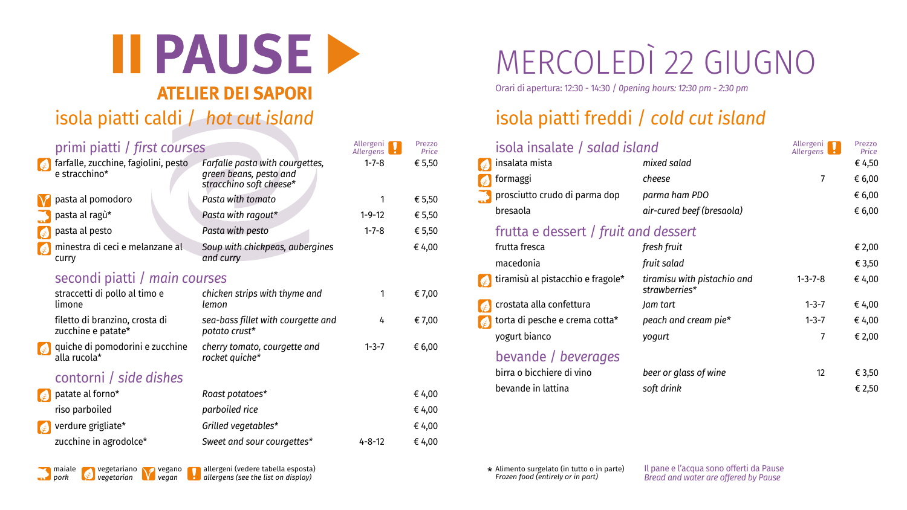# PAUSE

## ATELIER DEI SAPORI

# MERCOLEDÌ 22 GIUGNO

Orari di apertura: 12:30 - 14:30 / *Opening hours: 12:30 pm - 2:30 pm*

## isola piatti caldi / *hot cut island*

### primi piatti / *first courses*

| | | | Allergeni *Allergens* | Prezzo *Price* |
|---|---|---|---|---|
| vegetariano | farfalle, zucchine, fagiolini, pesto e stracchino* | *Farfalle pasta with courgettes, green beans, pesto and stracchino soft cheese** | 1-7-8 | € 5,50 |
| vegano | pasta al pomodoro | *Pasta with tomato* | 1 | € 5,50 |
| maiale | pasta al ragù* | *Pasta with ragout** | 1-9-12 | € 5,50 |
| vegetariano | pasta al pesto | *Pasta with pesto* | 1-7-8 | € 5,50 |
| vegetariano | minestra di ceci e melanzane al curry | *Soup with chickpeas, aubergines and curry* | | € 4,00 |

### secondi piatti / *main courses*

| | | | Allergeni *Allergens* | Prezzo *Price* |
|---|---|---|---|---|
| | straccetti di pollo al timo e limone | *chicken strips with thyme and lemon* | 1 | € 7,00 |
| | filetto di branzino, crosta di zucchine e patate* | *sea-bass fillet with courgette and potato crust** | 4 | € 7,00 |
| vegetariano | quiche di pomodorini e zucchine alla rucola* | *cherry tomato, courgette and rocket quiche** | 1-3-7 | € 6,00 |

### contorni / *side dishes*

| | | | Allergeni *Allergens* | Prezzo *Price* |
|---|---|---|---|---|
| vegetariano | patate al forno* | *Roast potatoes** | | € 4,00 |
| | riso parboiled | *parboiled rice* | | € 4,00 |
| vegetariano | verdure grigliate* | *Grilled vegetables** | | € 4,00 |
| | zucchine in agrodolce* | *Sweet and sour courgettes** | 4-8-12 | € 4,00 |

maiale / *pork* — vegetariano / *vegetarian* — vegano / *vegan* — allergeni (vedere tabella esposta) / *allergens (see the list on display)*

## isola piatti freddi / *cold cut island*

### isola insalate / *salad island*

| | | | Allergeni *Allergens* | Prezzo *Price* |
|---|---|---|---|---|
| vegetariano | insalata mista | *mixed salad* | | € 4,50 |
| vegetariano | formaggi | *cheese* | 7 | € 6,00 |
| maiale | prosciutto crudo di parma dop | *parma ham PDO* | | € 6,00 |
| | bresaola | *air-cured beef (bresaola)* | | € 6,00 |

### frutta e dessert / *fruit and dessert*

| | | | Allergeni *Allergens* | Prezzo *Price* |
|---|---|---|---|---|
| | frutta fresca | *fresh fruit* | | € 2,00 |
| | macedonia | *fruit salad* | | € 3,50 |
| vegetariano | tiramisù al pistacchio e fragole* | *tiramisu with pistachio and strawberries** | 1-3-7-8 | € 4,00 |
| vegetariano | crostata alla confettura | *Jam tart* | 1-3-7 | € 4,00 |
| vegetariano | torta di pesche e crema cotta* | *peach and cream pie** | 1-3-7 | € 4,00 |
| | yogurt bianco | *yogurt* | 7 | € 2,00 |

### bevande / *beverages*

| | | Allergeni *Allergens* | Prezzo *Price* |
|---|---|---|---|
| birra o bicchiere di vino | *beer or glass of wine* | 12 | € 3,50 |
| bevande in lattina | *soft drink* | | € 2,50 |

\* Alimento surgelato (in tutto o in parte)
*Frozen food (entirely or in part)*

Il pane e l'acqua sono offerti da Pause
*Bread and water are offered by Pause*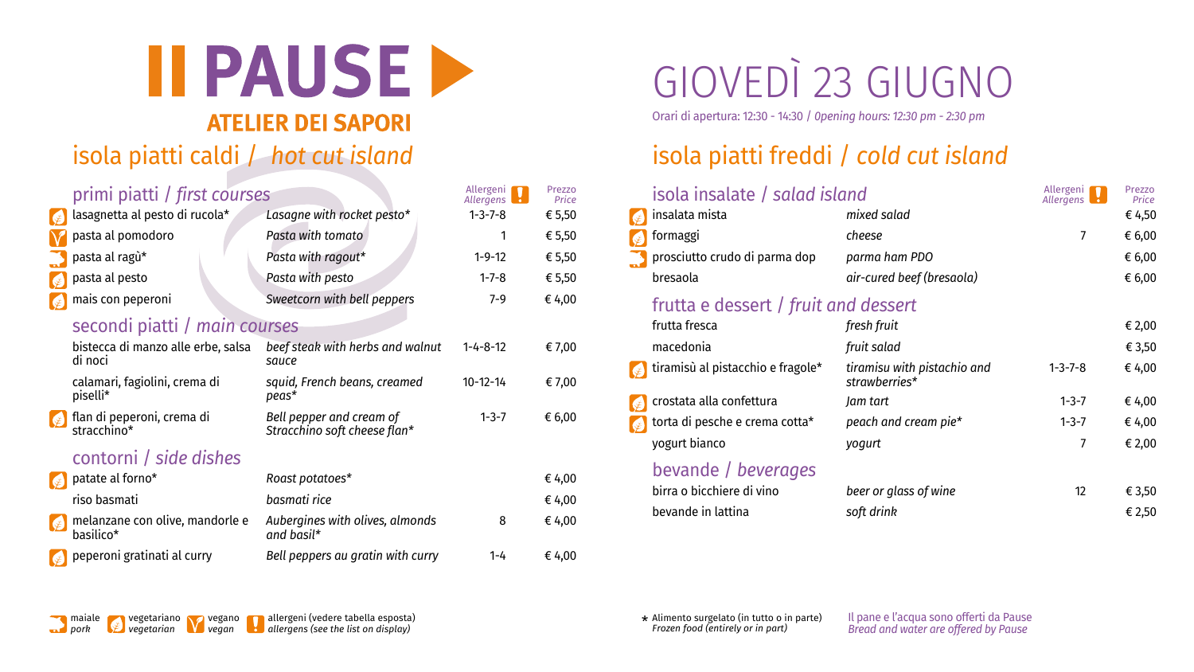# II PAUSE

**ATELIER DEI SAPORI**

# GIOVEDÌ 23 GIUGNO

Orari di apertura: 12:30 - 14:30 / *Opening hours: 12:30 pm - 2:30 pm*

## isola piatti caldi / *hot cut island*

### primi piatti / *first courses*

| | | | Allergeni *Allergens* | Prezzo *Price* |
|---|---|---|---|---|
| vegetariano | lasagnetta al pesto di rucola* | *Lasagne with rocket pesto** | 1-3-7-8 | € 5,50 |
| vegano | pasta al pomodoro | *Pasta with tomato* | 1 | € 5,50 |
| maiale | pasta al ragù* | *Pasta with ragout** | 1-9-12 | € 5,50 |
| vegetariano | pasta al pesto | *Pasta with pesto* | 1-7-8 | € 5,50 |
| vegetariano | mais con peperoni | *Sweetcorn with bell peppers* | 7-9 | € 4,00 |

### secondi piatti / *main courses*

| | | | Allergeni *Allergens* | Prezzo *Price* |
|---|---|---|---|---|
| | bistecca di manzo alle erbe, salsa di noci | *beef steak with herbs and walnut sauce* | 1-4-8-12 | € 7,00 |
| | calamari, fagiolini, crema di piselli* | *squid, French beans, creamed peas** | 10-12-14 | € 7,00 |
| vegetariano | flan di peperoni, crema di stracchino* | *Bell pepper and cream of Stracchino soft cheese flan** | 1-3-7 | € 6,00 |

### contorni / *side dishes*

| | | | Allergeni *Allergens* | Prezzo *Price* |
|---|---|---|---|---|
| vegetariano | patate al forno* | *Roast potatoes** | | € 4,00 |
| | riso basmati | *basmati rice* | | € 4,00 |
| vegetariano | melanzane con olive, mandorle e basilico* | *Aubergines with olives, almonds and basil** | 8 | € 4,00 |
| vegetariano | peperoni gratinati al curry | *Bell peppers au gratin with curry* | 1-4 | € 4,00 |

## isola piatti freddi / *cold cut island*

### isola insalate / *salad island*

| | | | Allergeni *Allergens* | Prezzo *Price* |
|---|---|---|---|---|
| vegetariano | insalata mista | *mixed salad* | | € 4,50 |
| vegetariano | formaggi | *cheese* | 7 | € 6,00 |
| maiale | prosciutto crudo di parma dop | *parma ham PDO* | | € 6,00 |
| | bresaola | *air-cured beef (bresaola)* | | € 6,00 |

### frutta e dessert / *fruit and dessert*

| | | | Allergeni *Allergens* | Prezzo *Price* |
|---|---|---|---|---|
| | frutta fresca | *fresh fruit* | | € 2,00 |
| | macedonia | *fruit salad* | | € 3,50 |
| vegetariano | tiramisù al pistacchio e fragole* | *tiramisu with pistachio and strawberries** | 1-3-7-8 | € 4,00 |
| vegetariano | crostata alla confettura | *Jam tart* | 1-3-7 | € 4,00 |
| vegetariano | torta di pesche e crema cotta* | *peach and cream pie** | 1-3-7 | € 4,00 |
| | yogurt bianco | *yogurt* | 7 | € 2,00 |

### bevande / *beverages*

| | | Allergeni *Allergens* | Prezzo *Price* |
|---|---|---|---|
| birra o bicchiere di vino | *beer or glass of wine* | 12 | € 3,50 |
| bevande in lattina | *soft drink* | | € 2,50 |

maiale *pork* — vegetariano *vegetarian* — vegano *vegan* — allergeni (vedere tabella esposta) *allergens (see the list on display)*

\* Alimento surgelato (in tutto o in parte) *Frozen food (entirely or in part)*

Il pane e l'acqua sono offerti da Pause
*Bread and water are offered by Pause*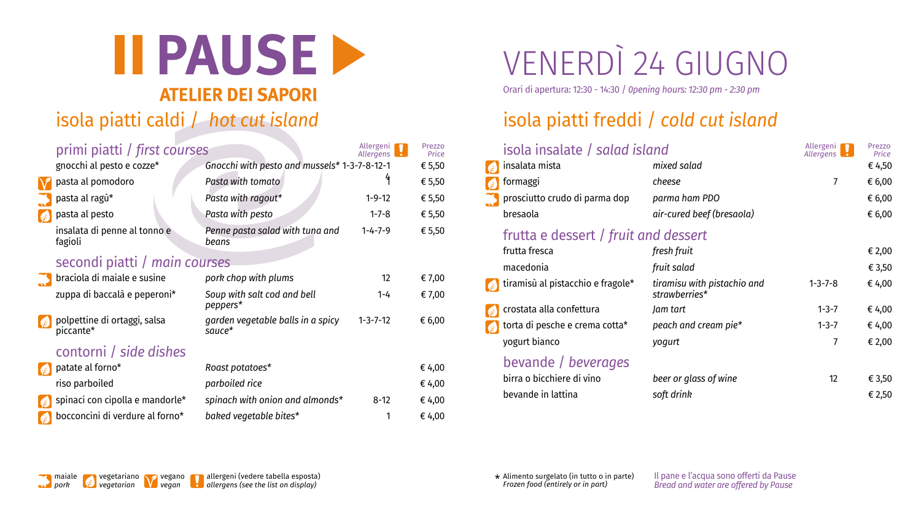# II PAUSE

## ATELIER DEI SAPORI

# VENERDÌ 24 GIUGNO

Orari di apertura: 12:30 - 14:30 / *Opening hours: 12:30 pm - 2:30 pm*

## isola piatti caldi / *hot cut island*

### primi piatti / *first courses*

| | | | Allergeni / *Allergens* | Prezzo / *Price* |
|---|---|---|---|---|
| | gnocchi al pesto e cozze* | *Gnocchi with pesto and mussels** | 1-3-7-8-12-1 | € 5,50 |
| vegano | pasta al pomodoro | *Pasta with tomato* | 4 1 | € 5,50 |
| maiale | pasta al ragù* | *Pasta with ragout** | 1-9-12 | € 5,50 |
| vegetariano | pasta al pesto | *Pasta with pesto* | 1-7-8 | € 5,50 |
| | insalata di penne al tonno e fagioli | *Penne pasta salad with tuna and beans* | 1-4-7-9 | € 5,50 |

### secondi piatti / *main courses*

| | | | Allergeni / *Allergens* | Prezzo / *Price* |
|---|---|---|---|---|
| maiale | braciola di maiale e susine | *pork chop with plums* | 12 | € 7,00 |
| | zuppa di baccalà e peperoni* | *Soup with salt cod and bell peppers** | 1-4 | € 7,00 |
| vegetariano | polpettine di ortaggi, salsa piccante* | *garden vegetable balls in a spicy sauce** | 1-3-7-12 | € 6,00 |

### contorni / *side dishes*

| | | | Allergeni / *Allergens* | Prezzo / *Price* |
|---|---|---|---|---|
| vegetariano | patate al forno* | *Roast potatoes** | | € 4,00 |
| | riso parboiled | *parboiled rice* | | € 4,00 |
| vegetariano | spinaci con cipolla e mandorle* | *spinach with onion and almonds** | 8-12 | € 4,00 |
| vegetariano | bocconcini di verdure al forno* | *baked vegetable bites** | 1 | € 4,00 |

## isola piatti freddi / *cold cut island*

### isola insalate / *salad island*

| | | | Allergeni / *Allergens* | Prezzo / *Price* |
|---|---|---|---|---|
| vegetariano | insalata mista | *mixed salad* | | € 4,50 |
| vegetariano | formaggi | *cheese* | 7 | € 6,00 |
| maiale | prosciutto crudo di parma dop | *parma ham PDO* | | € 6,00 |
| | bresaola | *air-cured beef (bresaola)* | | € 6,00 |

### frutta e dessert / *fruit and dessert*

| | | | Allergeni / *Allergens* | Prezzo / *Price* |
|---|---|---|---|---|
| | frutta fresca | *fresh fruit* | | € 2,00 |
| | macedonia | *fruit salad* | | € 3,50 |
| vegetariano | tiramisù al pistacchio e fragole* | *tiramisu with pistachio and strawberries** | 1-3-7-8 | € 4,00 |
| vegetariano | crostata alla confettura | *Jam tart* | 1-3-7 | € 4,00 |
| vegetariano | torta di pesche e crema cotta* | *peach and cream pie** | 1-3-7 | € 4,00 |
| | yogurt bianco | *yogurt* | 7 | € 2,00 |

### bevande / *beverages*

| | | | Allergeni / *Allergens* | Prezzo / *Price* |
|---|---|---|---|---|
| | birra o bicchiere di vino | *beer or glass of wine* | 12 | € 3,50 |
| | bevande in lattina | *soft drink* | | € 2,50 |

maiale / *pork* — vegetariano / *vegetarian* — vegano / *vegan* — allergeni (vedere tabella esposta) / *allergens (see the list on display)*

\* Alimento surgelato (in tutto o in parte) / *Frozen food (entirely or in part)*

Il pane e l'acqua sono offerti da Pause / *Bread and water are offered by Pause*